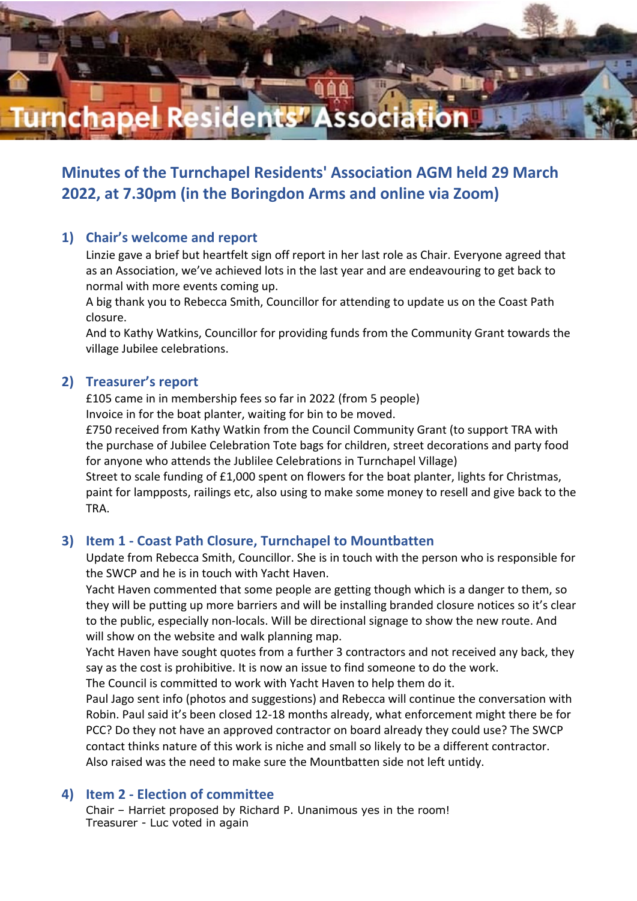# Turnchapel Residents' Association

## Minutes of the Turnchapel Residents' Association AGM held 29 March 2022, at 7.30pm (in the Boringdon Arms and online via Zoom)

### 1) Chair's welcome and report

Linzie gave a brief but heartfelt sign off report in her last role as Chair. Everyone agreed that as an Association, we've achieved lots in the last year and are endeavouring to get back to normal with more events coming up.

A big thank you to Rebecca Smith, Councillor for attending to update us on the Coast Path closure.

And to Kathy Watkins, Councillor for providing funds from the Community Grant towards the village Jubilee celebrations.

### 2) Treasurer's report

£105 came in in membership fees so far in 2022 (from 5 people)

Invoice in for the boat planter, waiting for bin to be moved.

£750 received from Kathy Watkin from the Council Community Grant (to support TRA with the purchase of Jubilee Celebration Tote bags for children, street decorations and party food for anyone who attends the Jublilee Celebrations in Turnchapel Village)

Street to scale funding of £1,000 spent on flowers for the boat planter, lights for Christmas, paint for lampposts, railings etc, also using to make some money to resell and give back to the TRA.

### 3) Item 1 - Coast Path Closure, Turnchapel to Mountbatten

Update from Rebecca Smith, Councillor. She is in touch with the person who is responsible for the SWCP and he is in touch with Yacht Haven.

Yacht Haven commented that some people are getting though which is a danger to them, so they will be putting up more barriers and will be installing branded closure notices so it's clear to the public, especially non-locals. Will be directional signage to show the new route. And will show on the website and walk planning map.

Yacht Haven have sought quotes from a further 3 contractors and not received any back, they say as the cost is prohibitive. It is now an issue to find someone to do the work.

The Council is committed to work with Yacht Haven to help them do it.

Paul Jago sent info (photos and suggestions) and Rebecca will continue the conversation with Robin. Paul said it's been closed 12-18 months already, what enforcement might there be for PCC? Do they not have an approved contractor on board already they could use? The SWCP contact thinks nature of this work is niche and small so likely to be a different contractor.

Also raised was the need to make sure the Mountbatten side not left untidy.

### 4) Item 2 - Election of committee

Chair – Harriet proposed by Richard P. Unanimous yes in the room!

Treasurer - Luc voted in again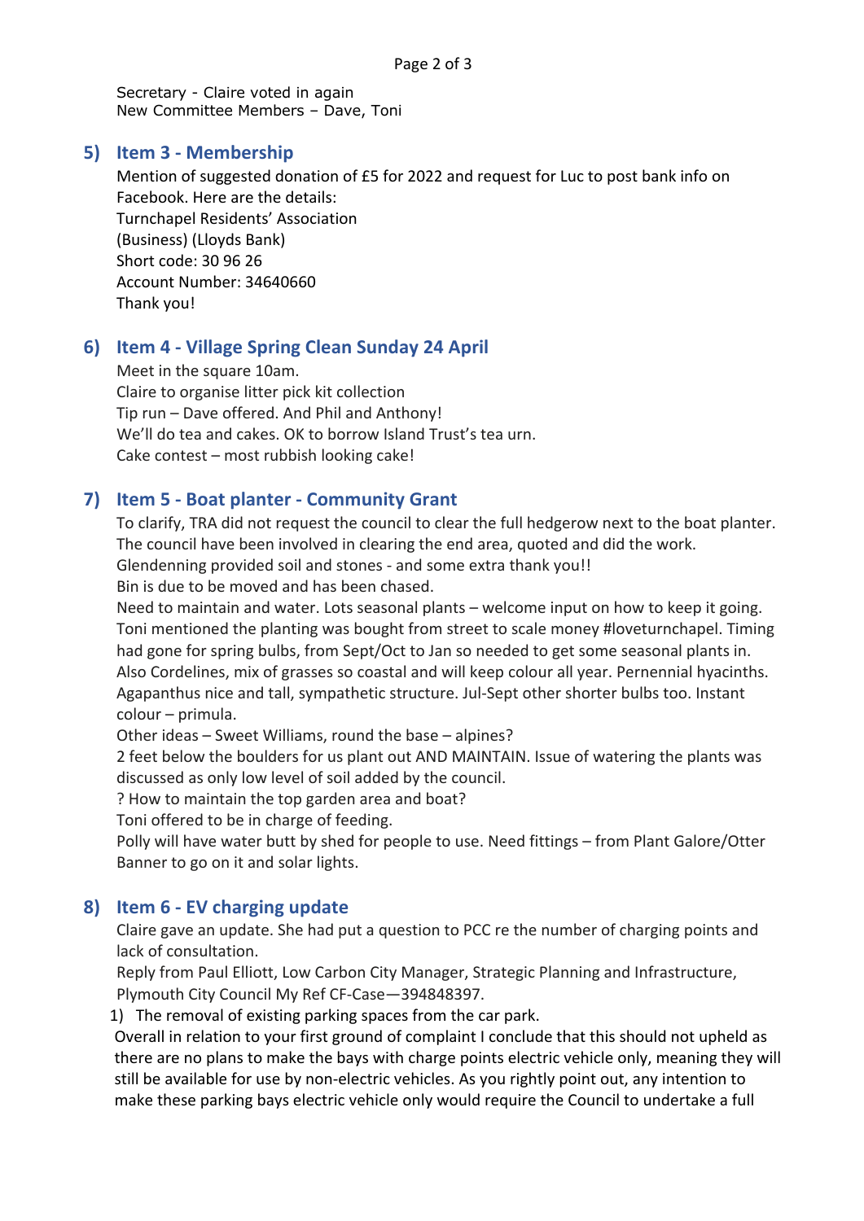Secretary - Claire voted in again
New Committee Members – Dave, Toni

## 5) Item 3 - Membership

Mention of suggested donation of £5 for 2022 and request for Luc to post bank info on Facebook. Here are the details:
Turnchapel Residents' Association
(Business) (Lloyds Bank)
Short code: 30 96 26
Account Number: 34640660
Thank you!

## 6) Item 4 - Village Spring Clean Sunday 24 April

Meet in the square 10am.
Claire to organise litter pick kit collection
Tip run – Dave offered. And Phil and Anthony!
We'll do tea and cakes. OK to borrow Island Trust's tea urn.
Cake contest – most rubbish looking cake!

## 7) Item 5 - Boat planter - Community Grant

To clarify, TRA did not request the council to clear the full hedgerow next to the boat planter. The council have been involved in clearing the end area, quoted and did the work.
Glendenning provided soil and stones - and some extra thank you!!
Bin is due to be moved and has been chased.
Need to maintain and water. Lots seasonal plants – welcome input on how to keep it going. Toni mentioned the planting was bought from street to scale money #loveturnchapel. Timing had gone for spring bulbs, from Sept/Oct to Jan so needed to get some seasonal plants in. Also Cordelines, mix of grasses so coastal and will keep colour all year. Pernennial hyacinths. Agapanthus nice and tall, sympathetic structure. Jul-Sept other shorter bulbs too. Instant colour – primula.
Other ideas – Sweet Williams, round the base – alpines?
2 feet below the boulders for us plant out AND MAINTAIN. Issue of watering the plants was discussed as only low level of soil added by the council.
? How to maintain the top garden area and boat?
Toni offered to be in charge of feeding.
Polly will have water butt by shed for people to use. Need fittings – from Plant Galore/Otter
Banner to go on it and solar lights.

## 8) Item 6 - EV charging update

Claire gave an update. She had put a question to PCC re the number of charging points and lack of consultation.
Reply from Paul Elliott, Low Carbon City Manager, Strategic Planning and Infrastructure, Plymouth City Council My Ref CF-Case—394848397.

1) The removal of existing parking spaces from the car park.

Overall in relation to your first ground of complaint I conclude that this should not upheld as there are no plans to make the bays with charge points electric vehicle only, meaning they will still be available for use by non-electric vehicles. As you rightly point out, any intention to make these parking bays electric vehicle only would require the Council to undertake a full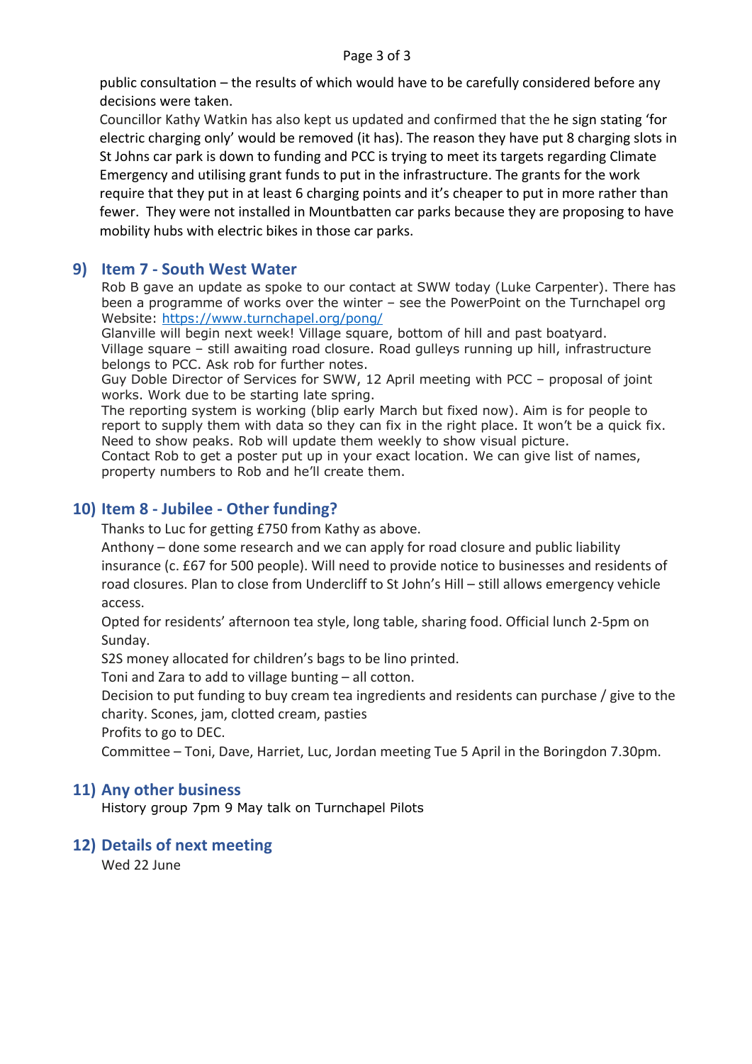public consultation – the results of which would have to be carefully considered before any decisions were taken.

Councillor Kathy Watkin has also kept us updated and confirmed that the he sign stating 'for electric charging only' would be removed (it has). The reason they have put 8 charging slots in St Johns car park is down to funding and PCC is trying to meet its targets regarding Climate Emergency and utilising grant funds to put in the infrastructure. The grants for the work require that they put in at least 6 charging points and it's cheaper to put in more rather than fewer. They were not installed in Mountbatten car parks because they are proposing to have mobility hubs with electric bikes in those car parks.

## 9) Item 7 - South West Water

Rob B gave an update as spoke to our contact at SWW today (Luke Carpenter). There has been a programme of works over the winter – see the PowerPoint on the Turnchapel org Website: https://www.turnchapel.org/pong/

Glanville will begin next week! Village square, bottom of hill and past boatyard.

Village square – still awaiting road closure. Road gulleys running up hill, infrastructure belongs to PCC. Ask rob for further notes.

Guy Doble Director of Services for SWW, 12 April meeting with PCC – proposal of joint works. Work due to be starting late spring.

The reporting system is working (blip early March but fixed now). Aim is for people to report to supply them with data so they can fix in the right place. It won't be a quick fix. Need to show peaks. Rob will update them weekly to show visual picture.

Contact Rob to get a poster put up in your exact location. We can give list of names, property numbers to Rob and he'll create them.

## 10) Item 8 - Jubilee - Other funding?

Thanks to Luc for getting £750 from Kathy as above.

Anthony – done some research and we can apply for road closure and public liability insurance (c. £67 for 500 people). Will need to provide notice to businesses and residents of road closures. Plan to close from Undercliff to St John's Hill – still allows emergency vehicle access.

Opted for residents' afternoon tea style, long table, sharing food. Official lunch 2-5pm on Sunday.

S2S money allocated for children's bags to be lino printed.

Toni and Zara to add to village bunting – all cotton.

Decision to put funding to buy cream tea ingredients and residents can purchase / give to the charity. Scones, jam, clotted cream, pasties

Profits to go to DEC.

Committee – Toni, Dave, Harriet, Luc, Jordan meeting Tue 5 April in the Boringdon 7.30pm.

## 11) Any other business

History group 7pm 9 May talk on Turnchapel Pilots

## 12) Details of next meeting

Wed 22 June